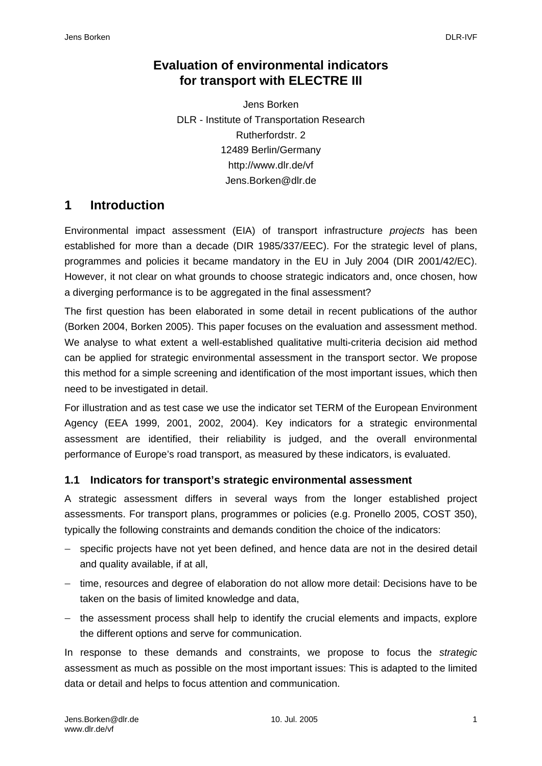# Evaluation of environmental indicators for transport with ELECTRE III

Jens Borken
DLR - Institute of Transportation Research
Rutherfordstr. 2
12489 Berlin/Germany
http://www.dlr.de/vf
Jens.Borken@dlr.de

## 1 Introduction

Environmental impact assessment (EIA) of transport infrastructure *projects* has been established for more than a decade (DIR 1985/337/EEC). For the strategic level of plans, programmes and policies it became mandatory in the EU in July 2004 (DIR 2001/42/EC). However, it not clear on what grounds to choose strategic indicators and, once chosen, how a diverging performance is to be aggregated in the final assessment?

The first question has been elaborated in some detail in recent publications of the author (Borken 2004, Borken 2005). This paper focuses on the evaluation and assessment method. We analyse to what extent a well-established qualitative multi-criteria decision aid method can be applied for strategic environmental assessment in the transport sector. We propose this method for a simple screening and identification of the most important issues, which then need to be investigated in detail.

For illustration and as test case we use the indicator set TERM of the European Environment Agency (EEA 1999, 2001, 2002, 2004). Key indicators for a strategic environmental assessment are identified, their reliability is judged, and the overall environmental performance of Europe's road transport, as measured by these indicators, is evaluated.

### 1.1 Indicators for transport's strategic environmental assessment

A strategic assessment differs in several ways from the longer established project assessments. For transport plans, programmes or policies (e.g. Pronello 2005, COST 350), typically the following constraints and demands condition the choice of the indicators:

- specific projects have not yet been defined, and hence data are not in the desired detail and quality available, if at all,
- time, resources and degree of elaboration do not allow more detail: Decisions have to be taken on the basis of limited knowledge and data,
- the assessment process shall help to identify the crucial elements and impacts, explore the different options and serve for communication.

In response to these demands and constraints, we propose to focus the *strategic* assessment as much as possible on the most important issues: This is adapted to the limited data or detail and helps to focus attention and communication.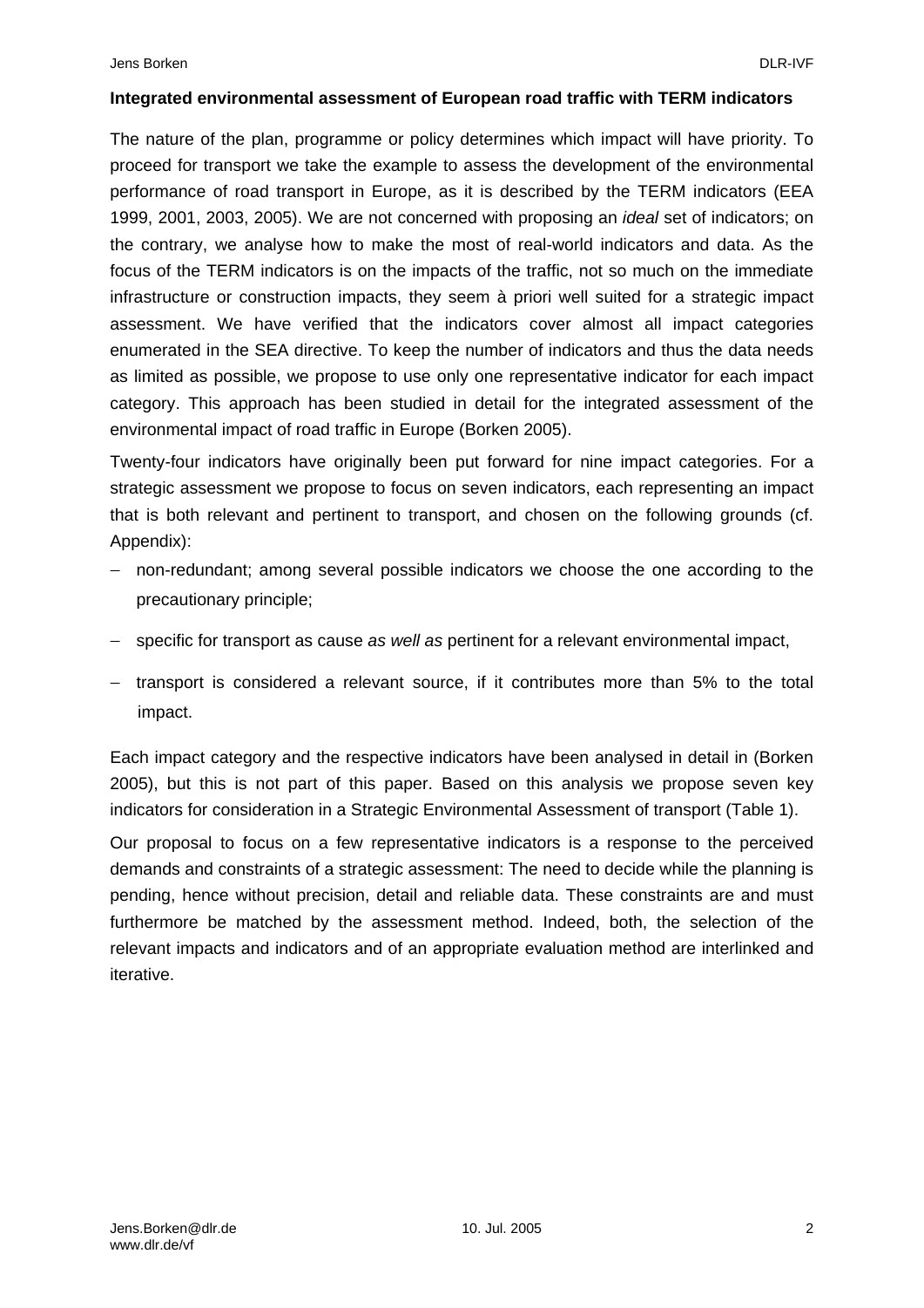**Integrated environmental assessment of European road traffic with TERM indicators**

The nature of the plan, programme or policy determines which impact will have priority. To proceed for transport we take the example to assess the development of the environmental performance of road transport in Europe, as it is described by the TERM indicators (EEA 1999, 2001, 2003, 2005). We are not concerned with proposing an *ideal* set of indicators; on the contrary, we analyse how to make the most of real-world indicators and data. As the focus of the TERM indicators is on the impacts of the traffic, not so much on the immediate infrastructure or construction impacts, they seem à priori well suited for a strategic impact assessment. We have verified that the indicators cover almost all impact categories enumerated in the SEA directive. To keep the number of indicators and thus the data needs as limited as possible, we propose to use only one representative indicator for each impact category. This approach has been studied in detail for the integrated assessment of the environmental impact of road traffic in Europe (Borken 2005).

Twenty-four indicators have originally been put forward for nine impact categories. For a strategic assessment we propose to focus on seven indicators, each representing an impact that is both relevant and pertinent to transport, and chosen on the following grounds (cf. Appendix):

- non-redundant; among several possible indicators we choose the one according to the precautionary principle;
- specific for transport as cause *as well as* pertinent for a relevant environmental impact,
- transport is considered a relevant source, if it contributes more than 5% to the total impact.

Each impact category and the respective indicators have been analysed in detail in (Borken 2005), but this is not part of this paper. Based on this analysis we propose seven key indicators for consideration in a Strategic Environmental Assessment of transport (Table 1).

Our proposal to focus on a few representative indicators is a response to the perceived demands and constraints of a strategic assessment: The need to decide while the planning is pending, hence without precision, detail and reliable data. These constraints are and must furthermore be matched by the assessment method. Indeed, both, the selection of the relevant impacts and indicators and of an appropriate evaluation method are interlinked and iterative.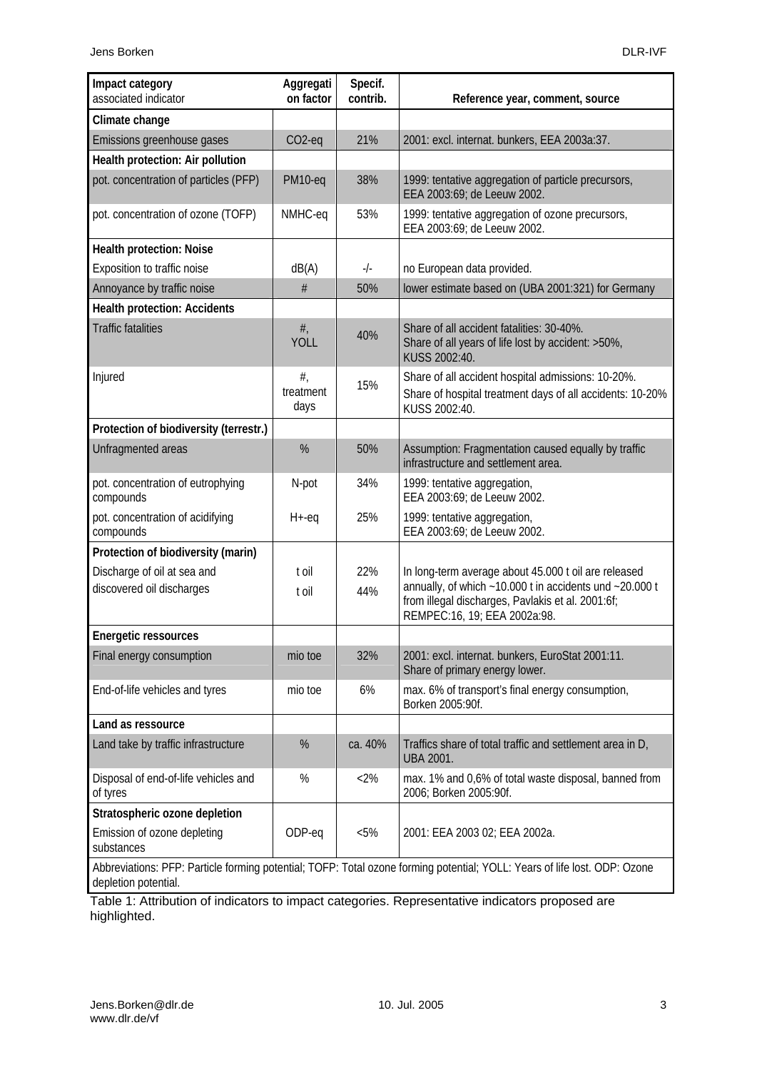| Impact category<br>associated indicator | Aggregati on factor | Specif. contrib. | Reference year, comment, source |
|---|---|---|---|
| **Climate change** | | | |
| Emissions greenhouse gases | $CO_2$-eq | 21% | 2001: excl. internat. bunkers, EEA 2003a:37. |
| **Health protection: Air pollution** | | | |
| pot. concentration of particles (PFP) | PM10-eq | 38% | 1999: tentative aggregation of particle precursors, EEA 2003:69; de Leeuw 2002. |
| pot. concentration of ozone (TOFP) | NMHC-eq | 53% | 1999: tentative aggregation of ozone precursors, EEA 2003:69; de Leeuw 2002. |
| **Health protection: Noise** | | | |
| Exposition to traffic noise | dB(A) | -/- | no European data provided. |
| Annoyance by traffic noise | # | 50% | lower estimate based on (UBA 2001:321) for Germany |
| **Health protection: Accidents** | | | |
| Traffic fatalities | #, YOLL | 40% | Share of all accident fatalities: 30-40%. Share of all years of life lost by accident: >50%, KUSS 2002:40. |
| Injured | #, treatment days | 15% | Share of all accident hospital admissions: 10-20%. Share of hospital treatment days of all accidents: 10-20% KUSS 2002:40. |
| **Protection of biodiversity (terrestr.)** | | | |
| Unfragmented areas | % | 50% | Assumption: Fragmentation caused equally by traffic infrastructure and settlement area. |
| pot. concentration of eutrophying compounds | N-pot | 34% | 1999: tentative aggregation, EEA 2003:69; de Leeuw 2002. |
| pot. concentration of acidifying compounds | H+-eq | 25% | 1999: tentative aggregation, EEA 2003:69; de Leeuw 2002. |
| **Protection of biodiversity (marin)** | | | |
| Discharge of oil at sea and | t oil | 22% | In long-term average about 45.000 t oil are released annually, of which ~10.000 t in accidents und ~20.000 t from illegal discharges, Pavlakis et al. 2001:6f; REMPEC:16, 19; EEA 2002a:98. |
| discovered oil discharges | t oil | 44% | |
| **Energetic ressources** | | | |
| Final energy consumption | mio toe | 32% | 2001: excl. internat. bunkers, EuroStat 2001:11. Share of primary energy lower. |
| End-of-life vehicles and tyres | mio toe | 6% | max. 6% of transport's final energy consumption, Borken 2005:90f. |
| **Land as ressource** | | | |
| Land take by traffic infrastructure | % | ca. 40% | Traffics share of total traffic and settlement area in D, UBA 2001. |
| Disposal of end-of-life vehicles and of tyres | % | <2% | max. 1% and 0,6% of total waste disposal, banned from 2006; Borken 2005:90f. |
| **Stratospheric ozone depletion** | | | |
| Emission of ozone depleting substances | ODP-eq | <5% | 2001: EEA 2003 02; EEA 2002a. |

Abbreviations: PFP: Particle forming potential; TOFP: Total ozone forming potential; YOLL: Years of life lost. ODP: Ozone depletion potential.

Table 1: Attribution of indicators to impact categories. Representative indicators proposed are highlighted.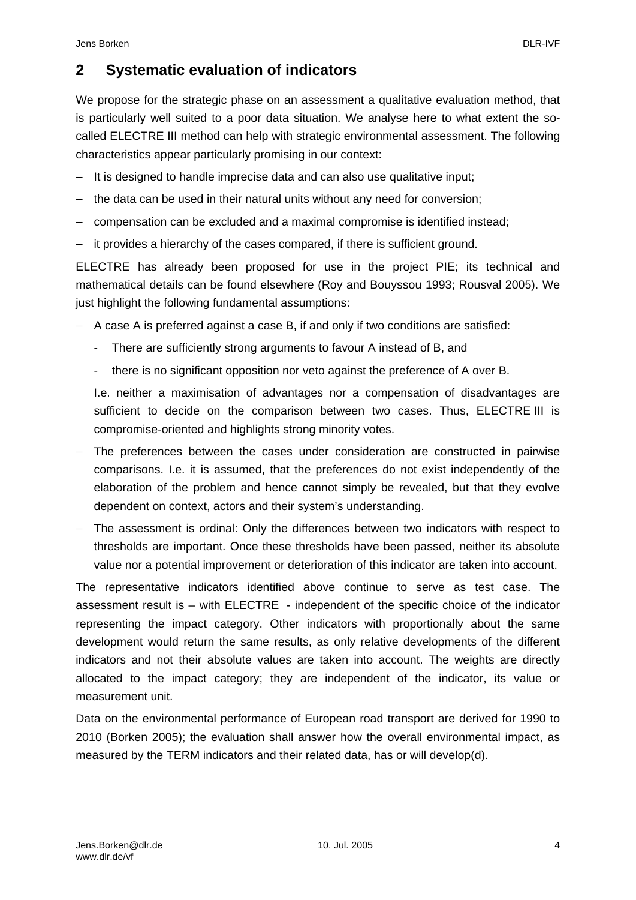## 2 Systematic evaluation of indicators

We propose for the strategic phase on an assessment a qualitative evaluation method, that is particularly well suited to a poor data situation. We analyse here to what extent the so-called ELECTRE III method can help with strategic environmental assessment. The following characteristics appear particularly promising in our context:

- It is designed to handle imprecise data and can also use qualitative input;
- the data can be used in their natural units without any need for conversion;
- compensation can be excluded and a maximal compromise is identified instead;
- it provides a hierarchy of the cases compared, if there is sufficient ground.

ELECTRE has already been proposed for use in the project PIE; its technical and mathematical details can be found elsewhere (Roy and Bouyssou 1993; Rousval 2005). We just highlight the following fundamental assumptions:

- A case A is preferred against a case B, if and only if two conditions are satisfied:
  - There are sufficiently strong arguments to favour A instead of B, and
  - there is no significant opposition nor veto against the preference of A over B.

  I.e. neither a maximisation of advantages nor a compensation of disadvantages are sufficient to decide on the comparison between two cases. Thus, ELECTRE III is compromise-oriented and highlights strong minority votes.
- The preferences between the cases under consideration are constructed in pairwise comparisons. I.e. it is assumed, that the preferences do not exist independently of the elaboration of the problem and hence cannot simply be revealed, but that they evolve dependent on context, actors and their system's understanding.
- The assessment is ordinal: Only the differences between two indicators with respect to thresholds are important. Once these thresholds have been passed, neither its absolute value nor a potential improvement or deterioration of this indicator are taken into account.

The representative indicators identified above continue to serve as test case. The assessment result is – with ELECTRE - independent of the specific choice of the indicator representing the impact category. Other indicators with proportionally about the same development would return the same results, as only relative developments of the different indicators and not their absolute values are taken into account. The weights are directly allocated to the impact category; they are independent of the indicator, its value or measurement unit.

Data on the environmental performance of European road transport are derived for 1990 to 2010 (Borken 2005); the evaluation shall answer how the overall environmental impact, as measured by the TERM indicators and their related data, has or will develop(d).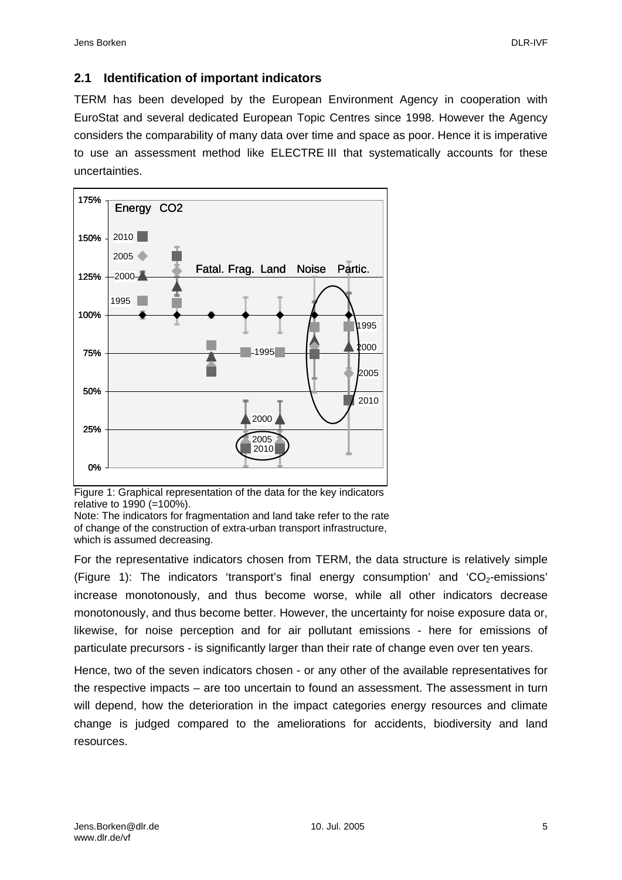## 2.1 Identification of important indicators

TERM has been developed by the European Environment Agency in cooperation with EuroStat and several dedicated European Topic Centres since 1998. However the Agency considers the comparability of many data over time and space as poor. Hence it is imperative to use an assessment method like ELECTRE III that systematically accounts for these uncertainties.

Figure 1: Graphical representation of the data for the key indicators relative to 1990 (=100%).
Note: The indicators for fragmentation and land take refer to the rate of change of the construction of extra-urban transport infrastructure, which is assumed decreasing.

For the representative indicators chosen from TERM, the data structure is relatively simple (Figure 1): The indicators 'transport's final energy consumption' and '$CO_2$-emissions' increase monotonously, and thus become worse, while all other indicators decrease monotonously, and thus become better. However, the uncertainty for noise exposure data or, likewise, for noise perception and for air pollutant emissions - here for emissions of particulate precursors - is significantly larger than their rate of change even over ten years.

Hence, two of the seven indicators chosen - or any other of the available representatives for the respective impacts – are too uncertain to found an assessment. The assessment in turn will depend, how the deterioration in the impact categories energy resources and climate change is judged compared to the ameliorations for accidents, biodiversity and land resources.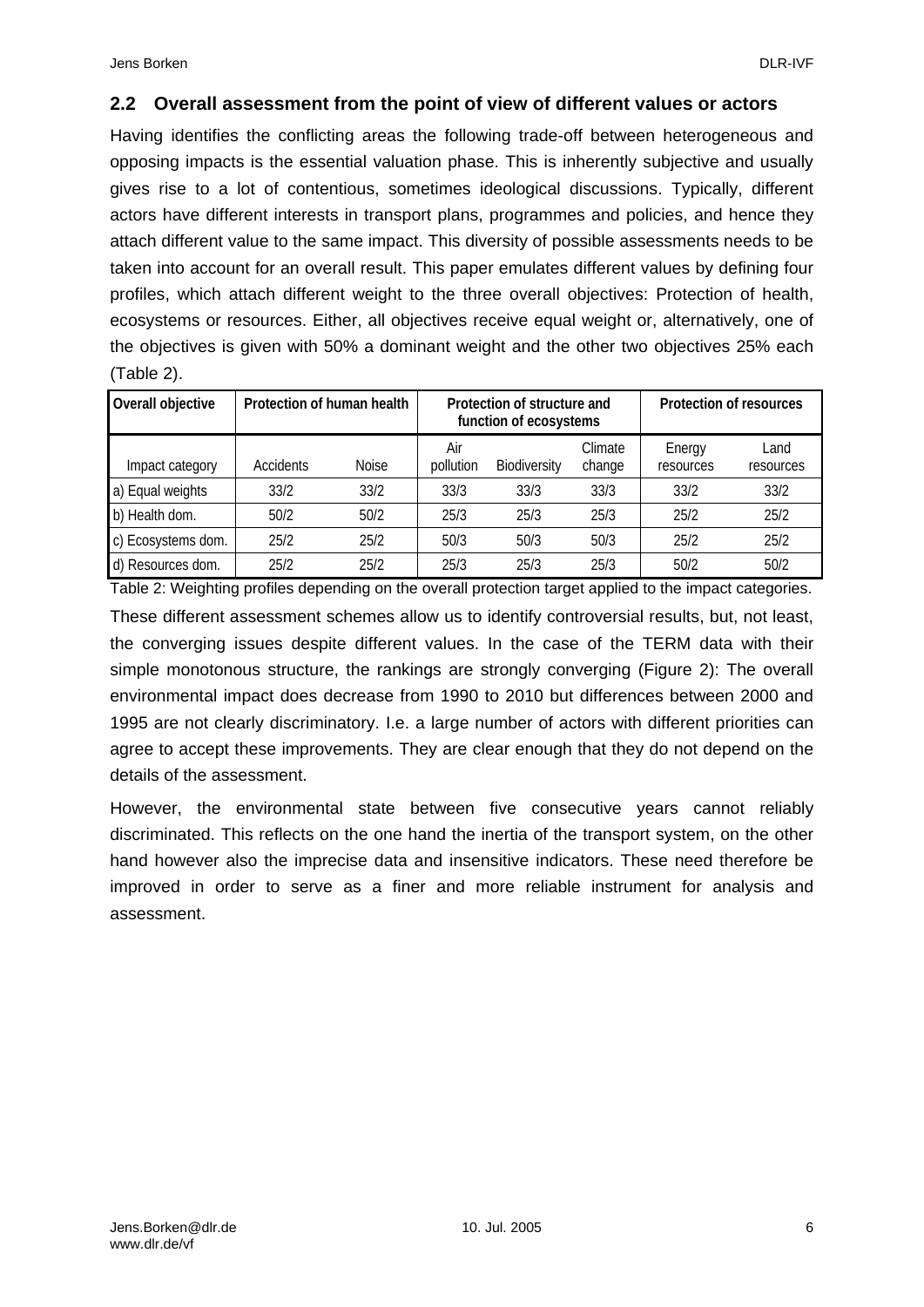## 2.2 Overall assessment from the point of view of different values or actors

Having identifies the conflicting areas the following trade-off between heterogeneous and opposing impacts is the essential valuation phase. This is inherently subjective and usually gives rise to a lot of contentious, sometimes ideological discussions. Typically, different actors have different interests in transport plans, programmes and policies, and hence they attach different value to the same impact. This diversity of possible assessments needs to be taken into account for an overall result. This paper emulates different values by defining four profiles, which attach different weight to the three overall objectives: Protection of health, ecosystems or resources. Either, all objectives receive equal weight or, alternatively, one of the objectives is given with 50% a dominant weight and the other two objectives 25% each (Table 2).

| Overall objective | Protection of human health | | Protection of structure and function of ecosystems | | | Protection of resources | |
|---|---|---|---|---|---|---|---|
| Impact category | Accidents | Noise | Air pollution | Biodiversity | Climate change | Energy resources | Land resources |
| a) Equal weights | 33/2 | 33/2 | 33/3 | 33/3 | 33/3 | 33/2 | 33/2 |
| b) Health dom. | 50/2 | 50/2 | 25/3 | 25/3 | 25/3 | 25/2 | 25/2 |
| c) Ecosystems dom. | 25/2 | 25/2 | 50/3 | 50/3 | 50/3 | 25/2 | 25/2 |
| d) Resources dom. | 25/2 | 25/2 | 25/3 | 25/3 | 25/3 | 50/2 | 50/2 |

Table 2: Weighting profiles depending on the overall protection target applied to the impact categories.

These different assessment schemes allow us to identify controversial results, but, not least, the converging issues despite different values. In the case of the TERM data with their simple monotonous structure, the rankings are strongly converging (Figure 2): The overall environmental impact does decrease from 1990 to 2010 but differences between 2000 and 1995 are not clearly discriminatory. I.e. a large number of actors with different priorities can agree to accept these improvements. They are clear enough that they do not depend on the details of the assessment.

However, the environmental state between five consecutive years cannot reliably discriminated. This reflects on the one hand the inertia of the transport system, on the other hand however also the imprecise data and insensitive indicators. These need therefore be improved in order to serve as a finer and more reliable instrument for analysis and assessment.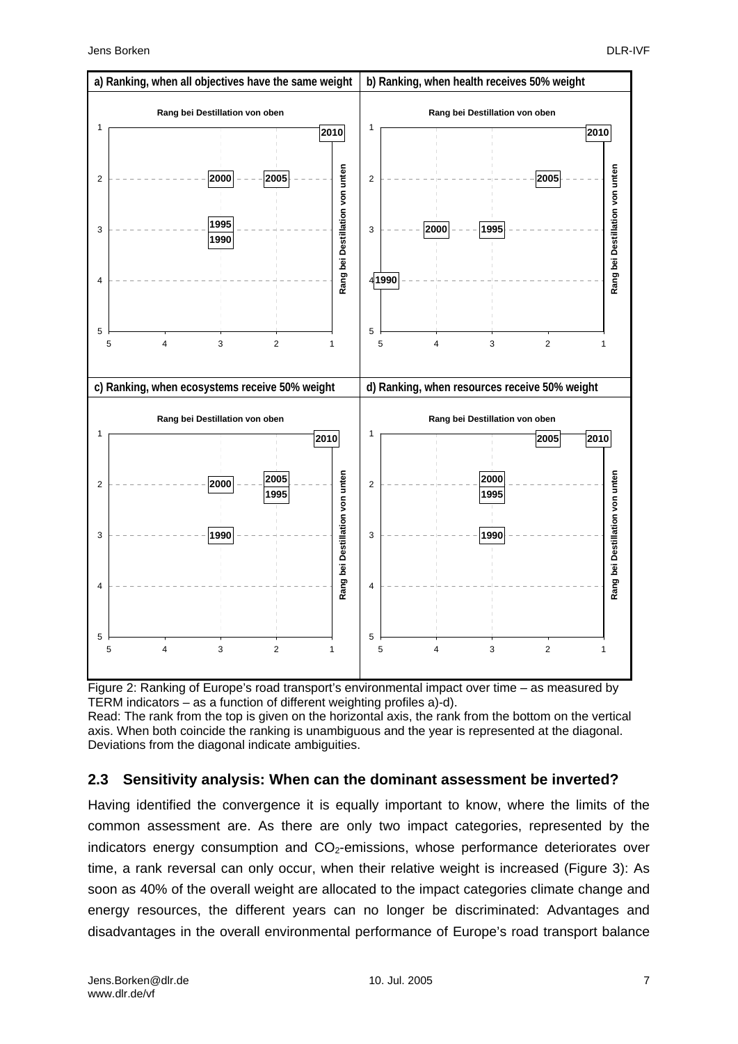a) Ranking, when all objectives have the same weight | b) Ranking, when health receives 50% weight

c) Ranking, when ecosystems receive 50% weight | d) Ranking, when resources receive 50% weight

Figure 2: Ranking of Europe's road transport's environmental impact over time – as measured by TERM indicators – as a function of different weighting profiles a)-d).

Read: The rank from the top is given on the horizontal axis, the rank from the bottom on the vertical axis. When both coincide the ranking is unambiguous and the year is represented at the diagonal. Deviations from the diagonal indicate ambiguities.

## 2.3 Sensitivity analysis: When can the dominant assessment be inverted?

Having identified the convergence it is equally important to know, where the limits of the common assessment are. As there are only two impact categories, represented by the indicators energy consumption and $CO_2$-emissions, whose performance deteriorates over time, a rank reversal can only occur, when their relative weight is increased (Figure 3): As soon as 40% of the overall weight are allocated to the impact categories climate change and energy resources, the different years can no longer be discriminated: Advantages and disadvantages in the overall environmental performance of Europe's road transport balance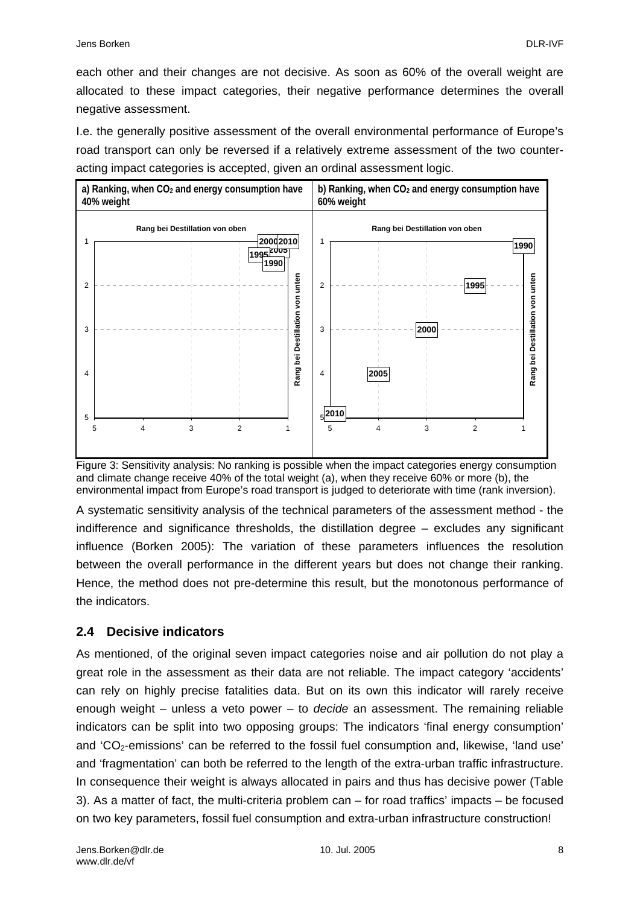each other and their changes are not decisive. As soon as 60% of the overall weight are allocated to these impact categories, their negative performance determines the overall negative assessment.

I.e. the generally positive assessment of the overall environmental performance of Europe's road transport can only be reversed if a relatively extreme assessment of the two counter-acting impact categories is accepted, given an ordinal assessment logic.

| a) Ranking, when $CO_2$ and energy consumption have 40% weight | b) Ranking, when $CO_2$ and energy consumption have 60% weight |
|---|---|
| | |

Figure 3: Sensitivity analysis: No ranking is possible when the impact categories energy consumption and climate change receive 40% of the total weight (a), when they receive 60% or more (b), the environmental impact from Europe's road transport is judged to deteriorate with time (rank inversion).

A systematic sensitivity analysis of the technical parameters of the assessment method - the indifference and significance thresholds, the distillation degree – excludes any significant influence (Borken 2005): The variation of these parameters influences the resolution between the overall performance in the different years but does not change their ranking. Hence, the method does not pre-determine this result, but the monotonous performance of the indicators.

## 2.4 Decisive indicators

As mentioned, of the original seven impact categories noise and air pollution do not play a great role in the assessment as their data are not reliable. The impact category 'accidents' can rely on highly precise fatalities data. But on its own this indicator will rarely receive enough weight – unless a veto power – to *decide* an assessment. The remaining reliable indicators can be split into two opposing groups: The indicators 'final energy consumption' and '$CO_2$-emissions' can be referred to the fossil fuel consumption and, likewise, 'land use' and 'fragmentation' can both be referred to the length of the extra-urban traffic infrastructure. In consequence their weight is always allocated in pairs and thus has decisive power (Table 3). As a matter of fact, the multi-criteria problem can – for road traffics' impacts – be focused on two key parameters, fossil fuel consumption and extra-urban infrastructure construction!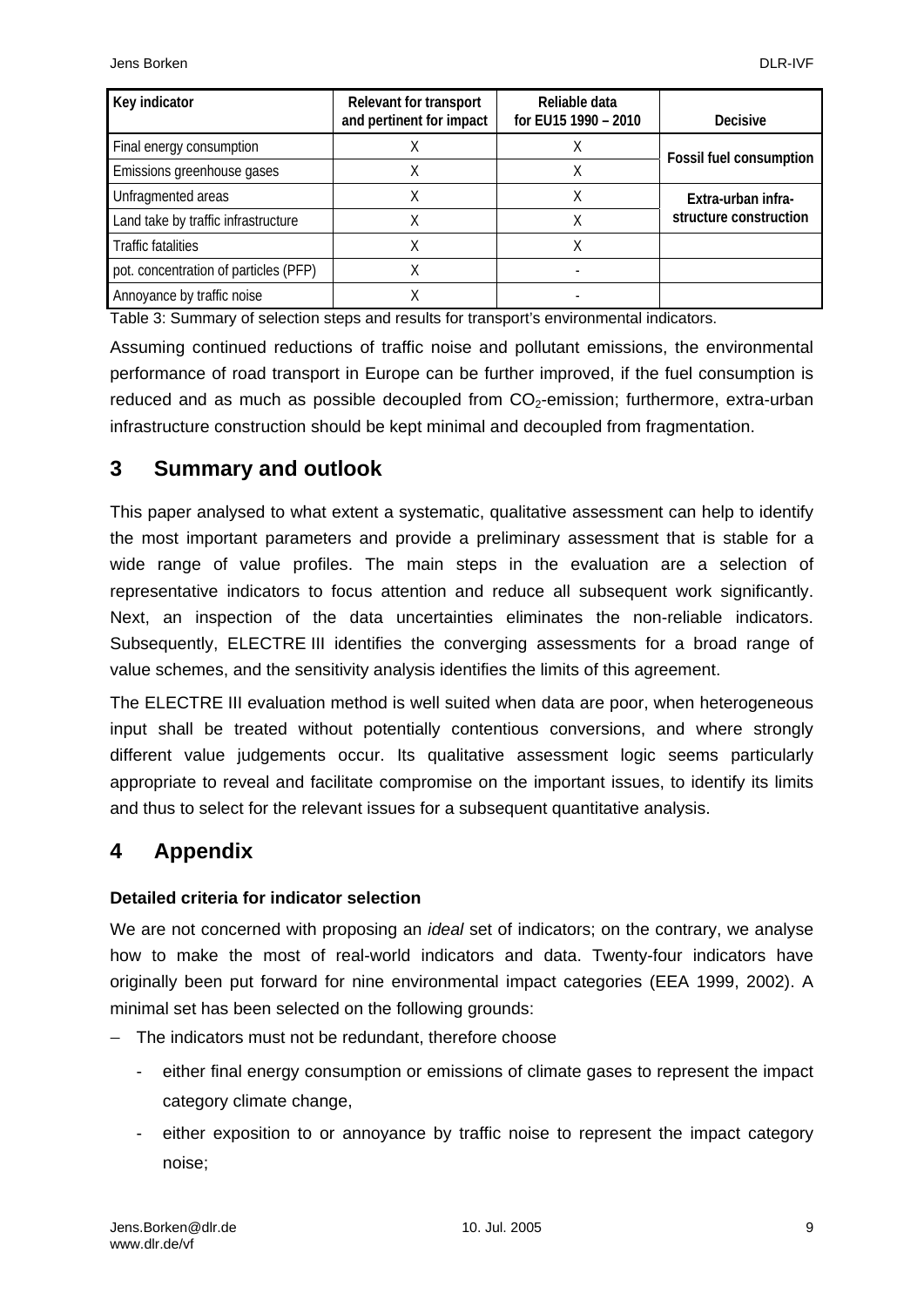| Key indicator | Relevant for transport and pertinent for impact | Reliable data for EU15 1990 – 2010 | Decisive |
|---|---|---|---|
| Final energy consumption | X | X | Fossil fuel consumption |
| Emissions greenhouse gases | X | X | |
| Unfragmented areas | X | X | Extra-urban infra-structure construction |
| Land take by traffic infrastructure | X | X | |
| Traffic fatalities | X | X | |
| pot. concentration of particles (PFP) | X | - | |
| Annoyance by traffic noise | X | - | |

Table 3: Summary of selection steps and results for transport's environmental indicators.

Assuming continued reductions of traffic noise and pollutant emissions, the environmental performance of road transport in Europe can be further improved, if the fuel consumption is reduced and as much as possible decoupled from $CO_2$-emission; furthermore, extra-urban infrastructure construction should be kept minimal and decoupled from fragmentation.

# 3 Summary and outlook

This paper analysed to what extent a systematic, qualitative assessment can help to identify the most important parameters and provide a preliminary assessment that is stable for a wide range of value profiles. The main steps in the evaluation are a selection of representative indicators to focus attention and reduce all subsequent work significantly. Next, an inspection of the data uncertainties eliminates the non-reliable indicators. Subsequently, ELECTRE III identifies the converging assessments for a broad range of value schemes, and the sensitivity analysis identifies the limits of this agreement.

The ELECTRE III evaluation method is well suited when data are poor, when heterogeneous input shall be treated without potentially contentious conversions, and where strongly different value judgements occur. Its qualitative assessment logic seems particularly appropriate to reveal and facilitate compromise on the important issues, to identify its limits and thus to select for the relevant issues for a subsequent quantitative analysis.

# 4 Appendix

**Detailed criteria for indicator selection**

We are not concerned with proposing an *ideal* set of indicators; on the contrary, we analyse how to make the most of real-world indicators and data. Twenty-four indicators have originally been put forward for nine environmental impact categories (EEA 1999, 2002). A minimal set has been selected on the following grounds:

- The indicators must not be redundant, therefore choose
  - either final energy consumption or emissions of climate gases to represent the impact category climate change,
  - either exposition to or annoyance by traffic noise to represent the impact category noise;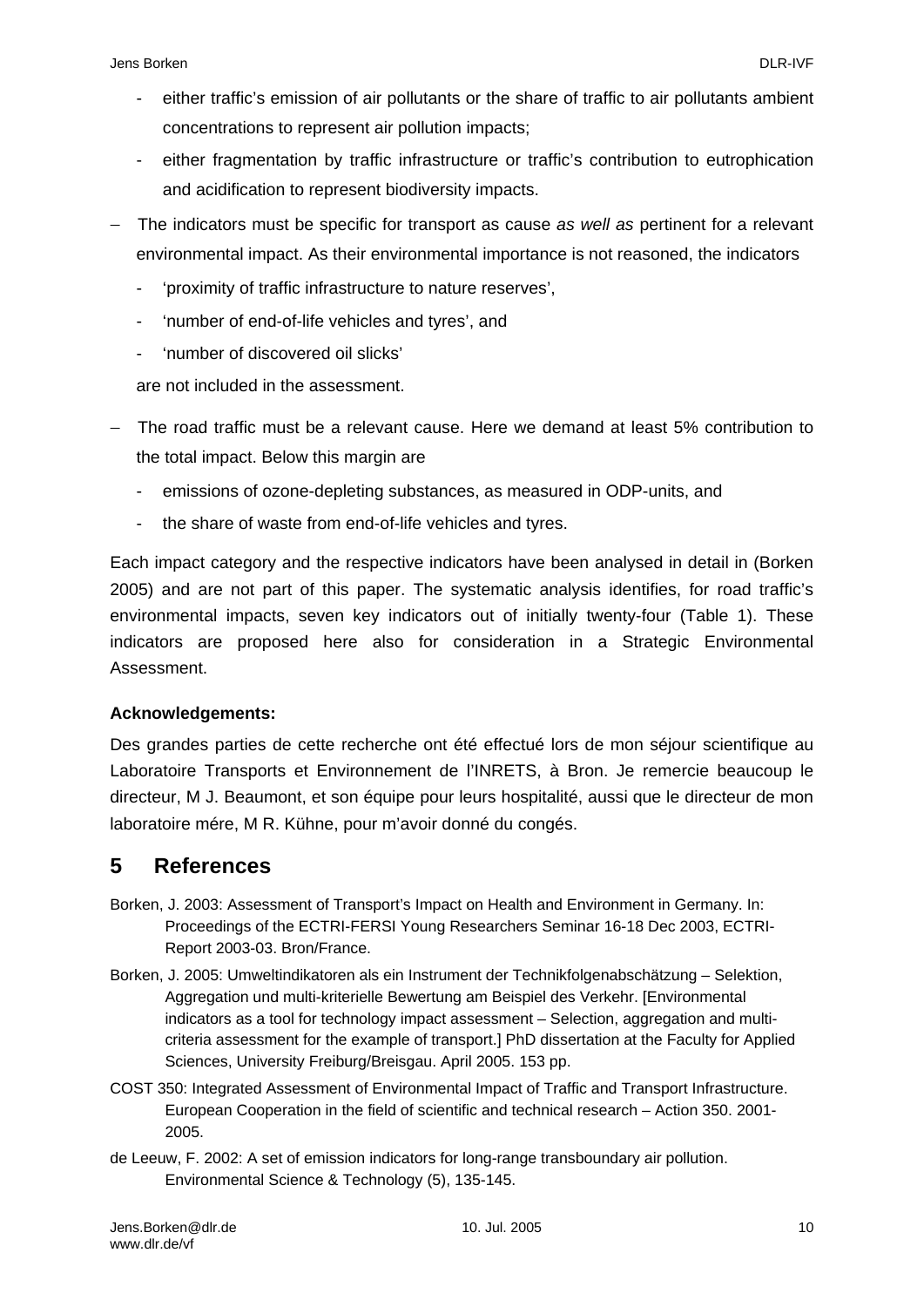- either traffic's emission of air pollutants or the share of traffic to air pollutants ambient concentrations to represent air pollution impacts;
- either fragmentation by traffic infrastructure or traffic's contribution to eutrophication and acidification to represent biodiversity impacts.

– The indicators must be specific for transport as cause *as well as* pertinent for a relevant environmental impact. As their environmental importance is not reasoned, the indicators
  - 'proximity of traffic infrastructure to nature reserves',
  - 'number of end-of-life vehicles and tyres', and
  - 'number of discovered oil slicks'

  are not included in the assessment.

– The road traffic must be a relevant cause. Here we demand at least 5% contribution to the total impact. Below this margin are
  - emissions of ozone-depleting substances, as measured in ODP-units, and
  - the share of waste from end-of-life vehicles and tyres.

Each impact category and the respective indicators have been analysed in detail in (Borken 2005) and are not part of this paper. The systematic analysis identifies, for road traffic's environmental impacts, seven key indicators out of initially twenty-four (Table 1). These indicators are proposed here also for consideration in a Strategic Environmental Assessment.

**Acknowledgements:**

Des grandes parties de cette recherche ont été effectué lors de mon séjour scientifique au Laboratoire Transports et Environnement de l'INRETS, à Bron. Je remercie beaucoup le directeur, M J. Beaumont, et son équipe pour leurs hospitalité, aussi que le directeur de mon laboratoire mére, M R. Kühne, pour m'avoir donné du congés.

## 5 References

Borken, J. 2003: Assessment of Transport's Impact on Health and Environment in Germany. In: Proceedings of the ECTRI-FERSI Young Researchers Seminar 16-18 Dec 2003, ECTRI-Report 2003-03. Bron/France.

Borken, J. 2005: Umweltindikatoren als ein Instrument der Technikfolgenabschätzung – Selektion, Aggregation und multi-kriterielle Bewertung am Beispiel des Verkehr. [Environmental indicators as a tool for technology impact assessment – Selection, aggregation and multi-criteria assessment for the example of transport.] PhD dissertation at the Faculty for Applied Sciences, University Freiburg/Breisgau. April 2005. 153 pp.

COST 350: Integrated Assessment of Environmental Impact of Traffic and Transport Infrastructure. European Cooperation in the field of scientific and technical research – Action 350. 2001-2005.

de Leeuw, F. 2002: A set of emission indicators for long-range transboundary air pollution. Environmental Science & Technology (5), 135-145.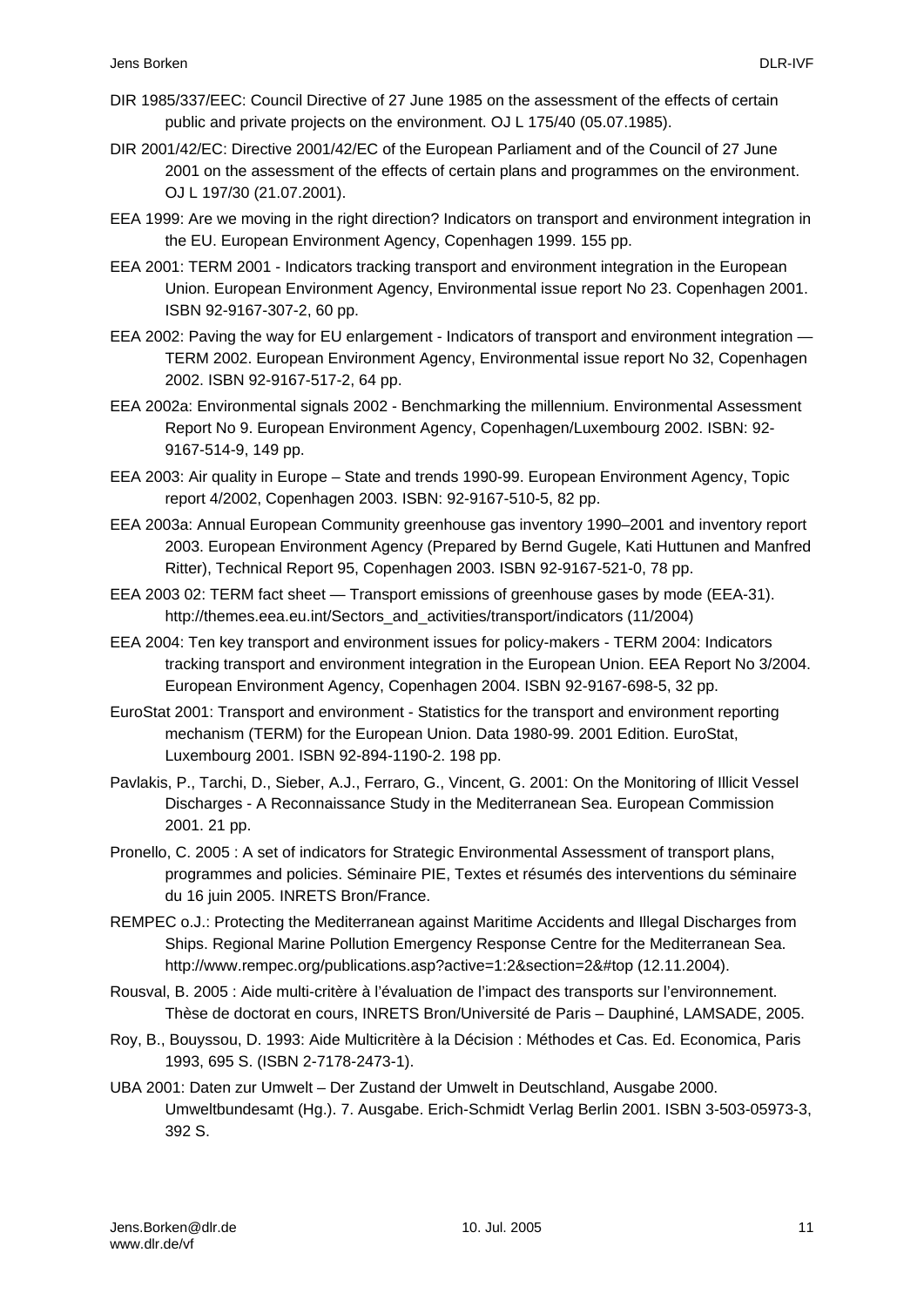DIR 1985/337/EEC: Council Directive of 27 June 1985 on the assessment of the effects of certain public and private projects on the environment. OJ L 175/40 (05.07.1985).

DIR 2001/42/EC: Directive 2001/42/EC of the European Parliament and of the Council of 27 June 2001 on the assessment of the effects of certain plans and programmes on the environment. OJ L 197/30 (21.07.2001).

EEA 1999: Are we moving in the right direction? Indicators on transport and environment integration in the EU. European Environment Agency, Copenhagen 1999. 155 pp.

EEA 2001: TERM 2001 - Indicators tracking transport and environment integration in the European Union. European Environment Agency, Environmental issue report No 23. Copenhagen 2001. ISBN 92-9167-307-2, 60 pp.

EEA 2002: Paving the way for EU enlargement - Indicators of transport and environment integration — TERM 2002. European Environment Agency, Environmental issue report No 32, Copenhagen 2002. ISBN 92-9167-517-2, 64 pp.

EEA 2002a: Environmental signals 2002 - Benchmarking the millennium. Environmental Assessment Report No 9. European Environment Agency, Copenhagen/Luxembourg 2002. ISBN: 92-9167-514-9, 149 pp.

EEA 2003: Air quality in Europe – State and trends 1990-99. European Environment Agency, Topic report 4/2002, Copenhagen 2003. ISBN: 92-9167-510-5, 82 pp.

EEA 2003a: Annual European Community greenhouse gas inventory 1990–2001 and inventory report 2003. European Environment Agency (Prepared by Bernd Gugele, Kati Huttunen and Manfred Ritter), Technical Report 95, Copenhagen 2003. ISBN 92-9167-521-0, 78 pp.

EEA 2003 02: TERM fact sheet — Transport emissions of greenhouse gases by mode (EEA-31). http://themes.eea.eu.int/Sectors_and_activities/transport/indicators (11/2004)

EEA 2004: Ten key transport and environment issues for policy-makers - TERM 2004: Indicators tracking transport and environment integration in the European Union. EEA Report No 3/2004. European Environment Agency, Copenhagen 2004. ISBN 92-9167-698-5, 32 pp.

EuroStat 2001: Transport and environment - Statistics for the transport and environment reporting mechanism (TERM) for the European Union. Data 1980-99. 2001 Edition. EuroStat, Luxembourg 2001. ISBN 92-894-1190-2. 198 pp.

Pavlakis, P., Tarchi, D., Sieber, A.J., Ferraro, G., Vincent, G. 2001: On the Monitoring of Illicit Vessel Discharges - A Reconnaissance Study in the Mediterranean Sea. European Commission 2001. 21 pp.

Pronello, C. 2005 : A set of indicators for Strategic Environmental Assessment of transport plans, programmes and policies. Séminaire PIE, Textes et résumés des interventions du séminaire du 16 juin 2005. INRETS Bron/France.

REMPEC o.J.: Protecting the Mediterranean against Maritime Accidents and Illegal Discharges from Ships. Regional Marine Pollution Emergency Response Centre for the Mediterranean Sea. http://www.rempec.org/publications.asp?active=1:2&section=2&#top (12.11.2004).

Rousval, B. 2005 : Aide multi-critère à l'évaluation de l'impact des transports sur l'environnement. Thèse de doctorat en cours, INRETS Bron/Université de Paris – Dauphiné, LAMSADE, 2005.

Roy, B., Bouyssou, D. 1993: Aide Multicritère à la Décision : Méthodes et Cas. Ed. Economica, Paris 1993, 695 S. (ISBN 2-7178-2473-1).

UBA 2001: Daten zur Umwelt – Der Zustand der Umwelt in Deutschland, Ausgabe 2000. Umweltbundesamt (Hg.). 7. Ausgabe. Erich-Schmidt Verlag Berlin 2001. ISBN 3-503-05973-3, 392 S.